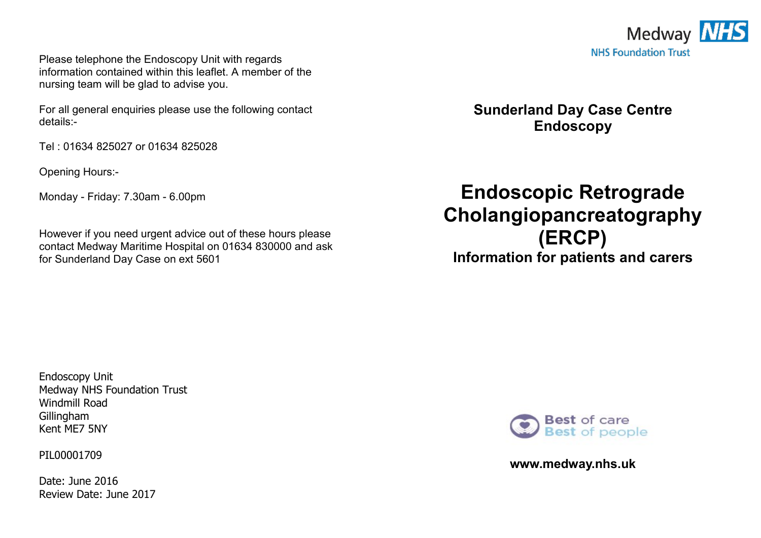Medway NHS
NHS Foundation Trust

## Sunderland Day Case Centre
## Endoscopy

# Endoscopic Retrograde Cholangiopancreatography (ERCP)

**Information for patients and carers**

Best of care
Best of people

**www.medway.nhs.uk**

Please telephone the Endoscopy Unit with regards information contained within this leaflet. A member of the nursing team will be glad to advise you.

For all general enquiries please use the following contact details:-

Tel : 01634 825027 or 01634 825028

Opening Hours:-

Monday - Friday: 7.30am - 6.00pm

However if you need urgent advice out of these hours please contact Medway Maritime Hospital on 01634 830000 and ask for Sunderland Day Case on ext 5601

Endoscopy Unit
Medway NHS Foundation Trust
Windmill Road
Gillingham
Kent ME7 5NY

PIL00001709

Date: June 2016
Review Date: June 2017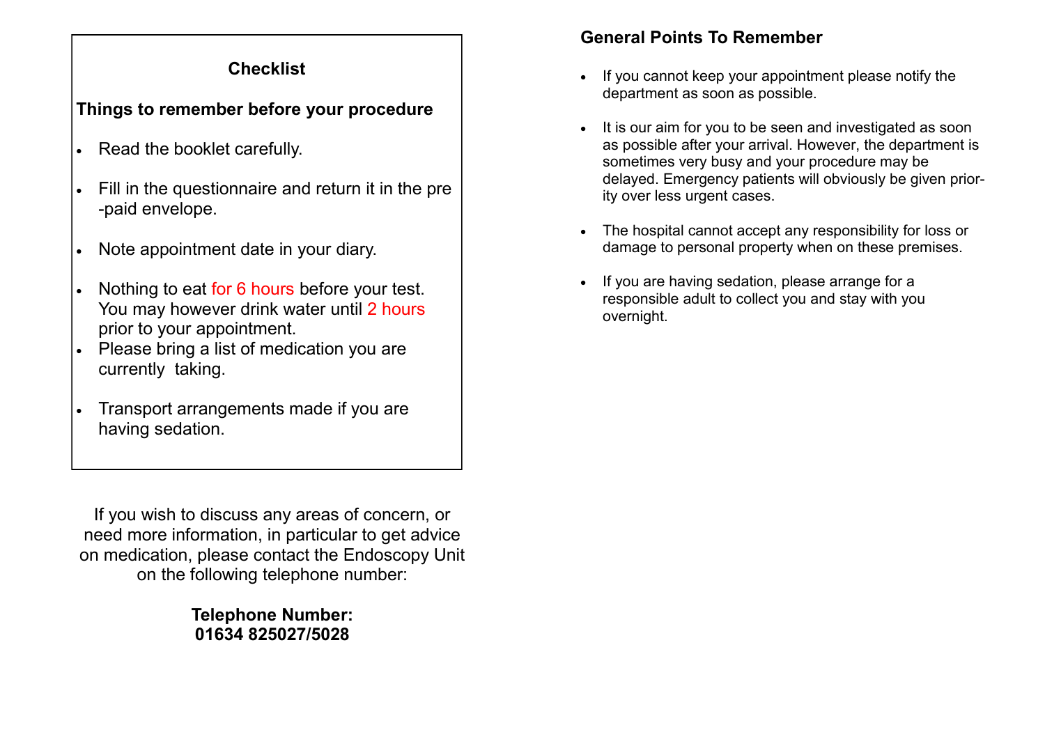## Checklist

**Things to remember before your procedure**

- Read the booklet carefully.
- Fill in the questionnaire and return it in the pre-paid envelope.
- Note appointment date in your diary.
- Nothing to eat for 6 hours before your test. You may however drink water until 2 hours prior to your appointment.
- Please bring a list of medication you are currently taking.
- Transport arrangements made if you are having sedation.

If you wish to discuss any areas of concern, or need more information, in particular to get advice on medication, please contact the Endoscopy Unit on the following telephone number:

**Telephone Number:**
**01634 825027/5028**

## General Points To Remember

- If you cannot keep your appointment please notify the department as soon as possible.
- It is our aim for you to be seen and investigated as soon as possible after your arrival. However, the department is sometimes very busy and your procedure may be delayed. Emergency patients will obviously be given priority over less urgent cases.
- The hospital cannot accept any responsibility for loss or damage to personal property when on these premises.
- If you are having sedation, please arrange for a responsible adult to collect you and stay with you overnight.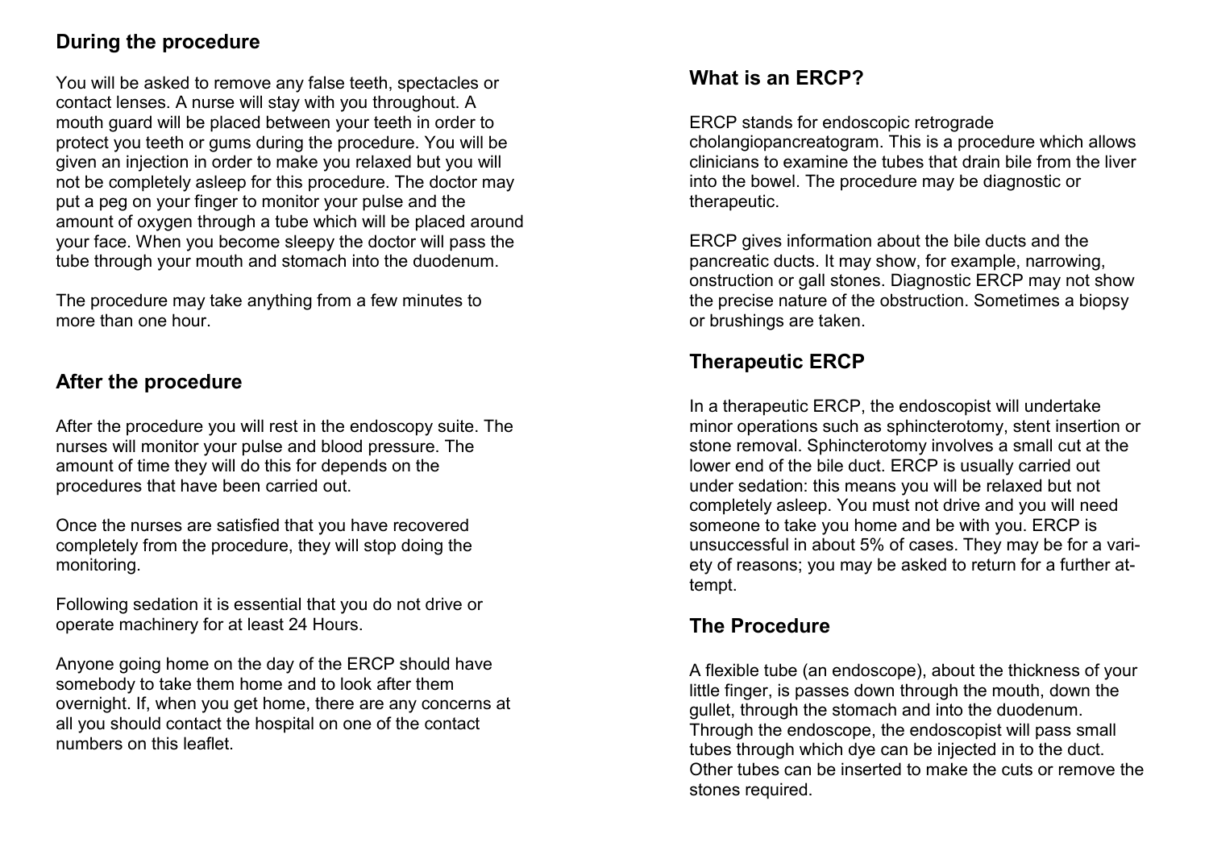## During the procedure

You will be asked to remove any false teeth, spectacles or contact lenses. A nurse will stay with you throughout. A mouth guard will be placed between your teeth in order to protect you teeth or gums during the procedure. You will be given an injection in order to make you relaxed but you will not be completely asleep for this procedure. The doctor may put a peg on your finger to monitor your pulse and the amount of oxygen through a tube which will be placed around your face. When you become sleepy the doctor will pass the tube through your mouth and stomach into the duodenum.

The procedure may take anything from a few minutes to more than one hour.

## After the procedure

After the procedure you will rest in the endoscopy suite. The nurses will monitor your pulse and blood pressure. The amount of time they will do this for depends on the procedures that have been carried out.

Once the nurses are satisfied that you have recovered completely from the procedure, they will stop doing the monitoring.

Following sedation it is essential that you do not drive or operate machinery for at least 24 Hours.

Anyone going home on the day of the ERCP should have somebody to take them home and to look after them overnight. If, when you get home, there are any concerns at all you should contact the hospital on one of the contact numbers on this leaflet.

## What is an ERCP?

ERCP stands for endoscopic retrograde cholangiopancreatogram. This is a procedure which allows clinicians to examine the tubes that drain bile from the liver into the bowel. The procedure may be diagnostic or therapeutic.

ERCP gives information about the bile ducts and the pancreatic ducts. It may show, for example, narrowing, onstruction or gall stones. Diagnostic ERCP may not show the precise nature of the obstruction. Sometimes a biopsy or brushings are taken.

## Therapeutic ERCP

In a therapeutic ERCP, the endoscopist will undertake minor operations such as sphincterotomy, stent insertion or stone removal. Sphincterotomy involves a small cut at the lower end of the bile duct. ERCP is usually carried out under sedation: this means you will be relaxed but not completely asleep. You must not drive and you will need someone to take you home and be with you. ERCP is unsuccessful in about 5% of cases. They may be for a variety of reasons; you may be asked to return for a further attempt.

## The Procedure

A flexible tube (an endoscope), about the thickness of your little finger, is passes down through the mouth, down the gullet, through the stomach and into the duodenum. Through the endoscope, the endoscopist will pass small tubes through which dye can be injected in to the duct. Other tubes can be inserted to make the cuts or remove the stones required.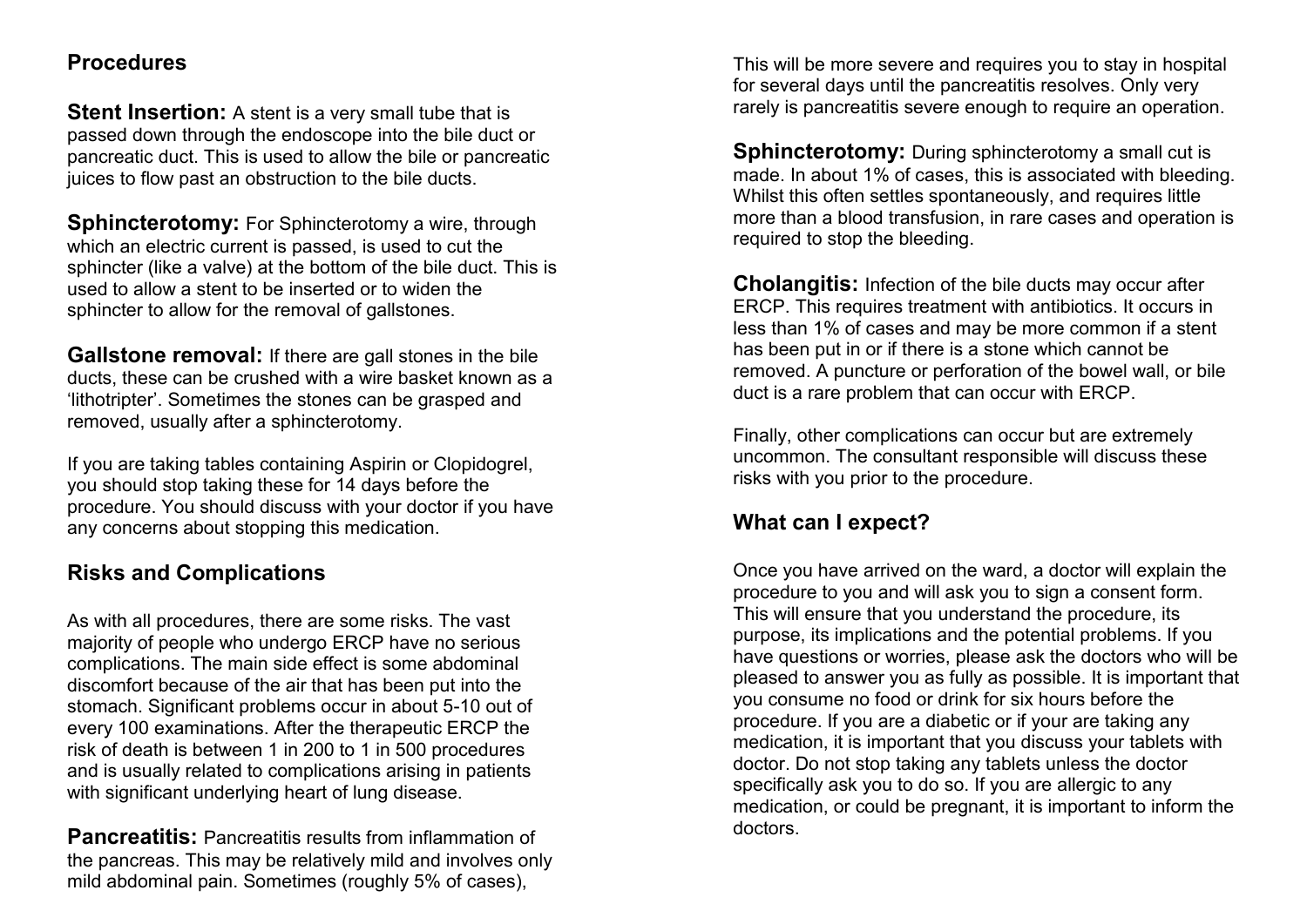## Procedures

**Stent Insertion:** A stent is a very small tube that is passed down through the endoscope into the bile duct or pancreatic duct. This is used to allow the bile or pancreatic juices to flow past an obstruction to the bile ducts.

**Sphincterotomy:** For Sphincterotomy a wire, through which an electric current is passed, is used to cut the sphincter (like a valve) at the bottom of the bile duct. This is used to allow a stent to be inserted or to widen the sphincter to allow for the removal of gallstones.

**Gallstone removal:** If there are gall stones in the bile ducts, these can be crushed with a wire basket known as a 'lithotripter'. Sometimes the stones can be grasped and removed, usually after a sphincterotomy.

If you are taking tables containing Aspirin or Clopidogrel, you should stop taking these for 14 days before the procedure. You should discuss with your doctor if you have any concerns about stopping this medication.

## Risks and Complications

As with all procedures, there are some risks. The vast majority of people who undergo ERCP have no serious complications. The main side effect is some abdominal discomfort because of the air that has been put into the stomach. Significant problems occur in about 5-10 out of every 100 examinations. After the therapeutic ERCP the risk of death is between 1 in 200 to 1 in 500 procedures and is usually related to complications arising in patients with significant underlying heart of lung disease.

**Pancreatitis:** Pancreatitis results from inflammation of the pancreas. This may be relatively mild and involves only mild abdominal pain. Sometimes (roughly 5% of cases), This will be more severe and requires you to stay in hospital for several days until the pancreatitis resolves. Only very rarely is pancreatitis severe enough to require an operation.

**Sphincterotomy:** During sphincterotomy a small cut is made. In about 1% of cases, this is associated with bleeding. Whilst this often settles spontaneously, and requires little more than a blood transfusion, in rare cases and operation is required to stop the bleeding.

**Cholangitis:** Infection of the bile ducts may occur after ERCP. This requires treatment with antibiotics. It occurs in less than 1% of cases and may be more common if a stent has been put in or if there is a stone which cannot be removed. A puncture or perforation of the bowel wall, or bile duct is a rare problem that can occur with ERCP.

Finally, other complications can occur but are extremely uncommon. The consultant responsible will discuss these risks with you prior to the procedure.

## What can I expect?

Once you have arrived on the ward, a doctor will explain the procedure to you and will ask you to sign a consent form. This will ensure that you understand the procedure, its purpose, its implications and the potential problems. If you have questions or worries, please ask the doctors who will be pleased to answer you as fully as possible. It is important that you consume no food or drink for six hours before the procedure. If you are a diabetic or if your are taking any medication, it is important that you discuss your tablets with doctor. Do not stop taking any tablets unless the doctor specifically ask you to do so. If you are allergic to any medication, or could be pregnant, it is important to inform the doctors.